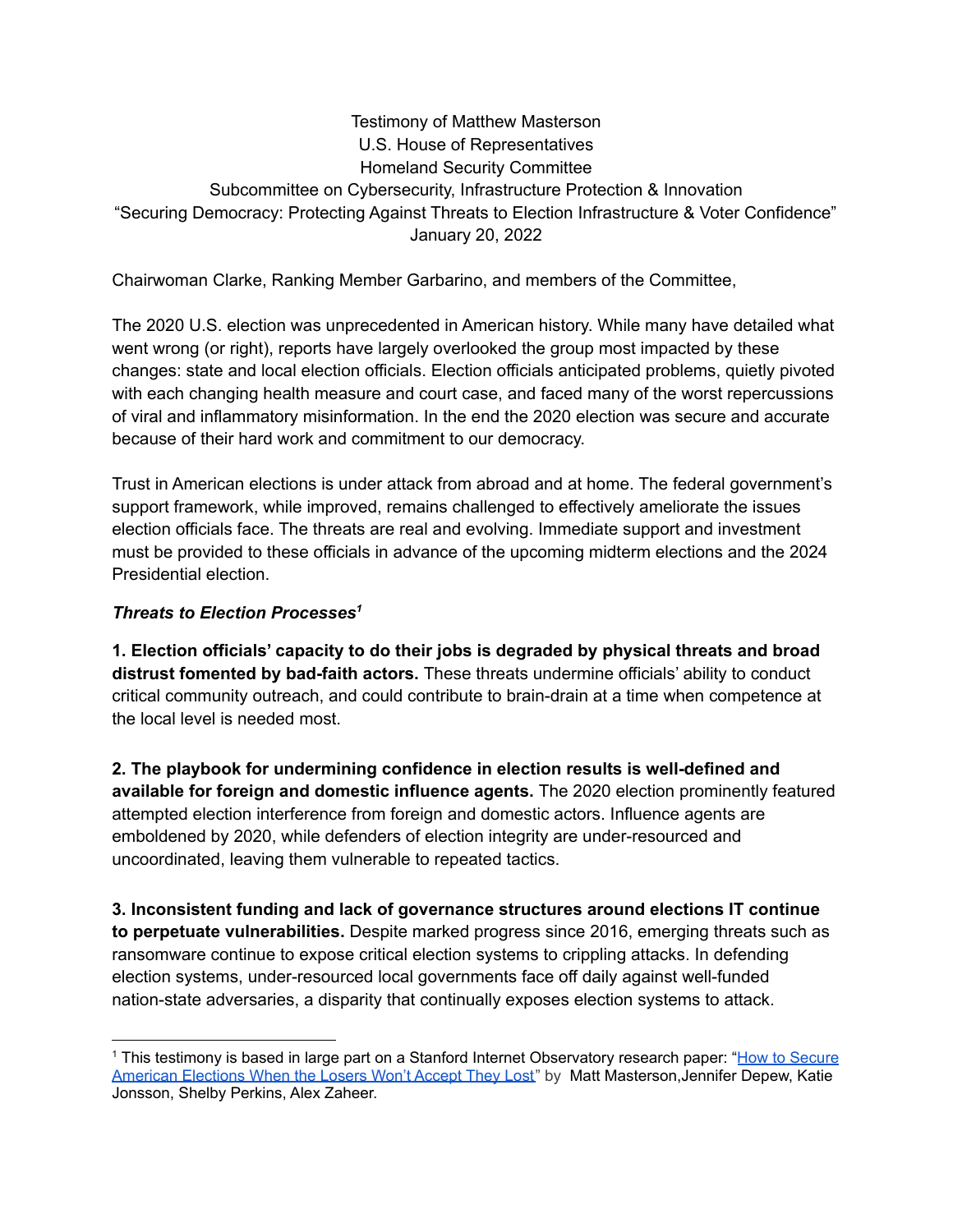Testimony of Matthew Masterson
U.S. House of Representatives
Homeland Security Committee
Subcommittee on Cybersecurity, Infrastructure Protection & Innovation
"Securing Democracy: Protecting Against Threats to Election Infrastructure & Voter Confidence"
January 20, 2022

Chairwoman Clarke, Ranking Member Garbarino, and members of the Committee,

The 2020 U.S. election was unprecedented in American history. While many have detailed what went wrong (or right), reports have largely overlooked the group most impacted by these changes: state and local election officials. Election officials anticipated problems, quietly pivoted with each changing health measure and court case, and faced many of the worst repercussions of viral and inflammatory misinformation. In the end the 2020 election was secure and accurate because of their hard work and commitment to our democracy.

Trust in American elections is under attack from abroad and at home. The federal government's support framework, while improved, remains challenged to effectively ameliorate the issues election officials face. The threats are real and evolving. Immediate support and investment must be provided to these officials in advance of the upcoming midterm elections and the 2024 Presidential election.

***Threats to Election Processes[1]***

**1. Election officials' capacity to do their jobs is degraded by physical threats and broad distrust fomented by bad-faith actors.** These threats undermine officials' ability to conduct critical community outreach, and could contribute to brain-drain at a time when competence at the local level is needed most.

**2. The playbook for undermining confidence in election results is well-defined and available for foreign and domestic influence agents.** The 2020 election prominently featured attempted election interference from foreign and domestic actors. Influence agents are emboldened by 2020, while defenders of election integrity are under-resourced and uncoordinated, leaving them vulnerable to repeated tactics.

**3. Inconsistent funding and lack of governance structures around elections IT continue to perpetuate vulnerabilities.** Despite marked progress since 2016, emerging threats such as ransomware continue to expose critical election systems to crippling attacks. In defending election systems, under-resourced local governments face off daily against well-funded nation-state adversaries, a disparity that continually exposes election systems to attack.

---

[1] This testimony is based in large part on a Stanford Internet Observatory research paper: "How to Secure American Elections When the Losers Won't Accept They Lost" by Matt Masterson,Jennifer Depew, Katie Jonsson, Shelby Perkins, Alex Zaheer.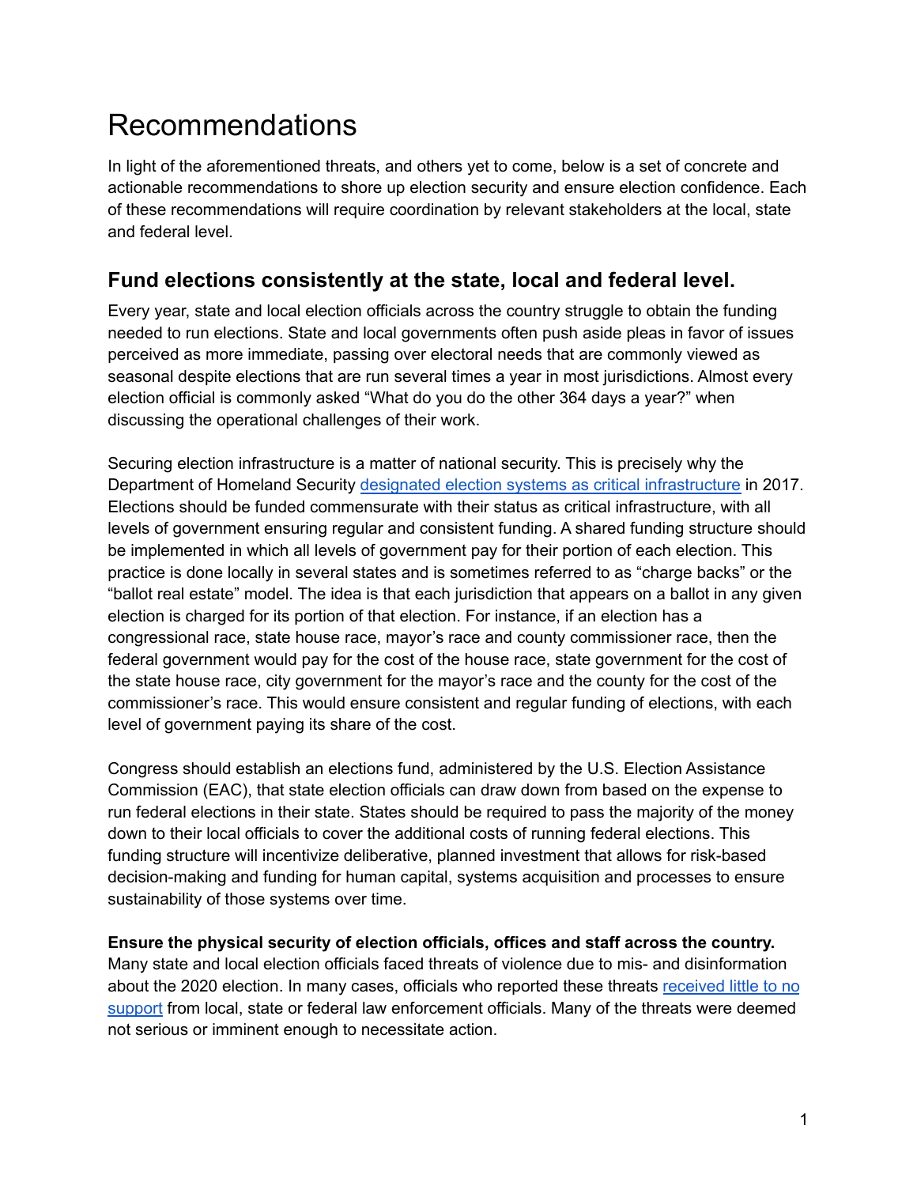# Recommendations

In light of the aforementioned threats, and others yet to come, below is a set of concrete and actionable recommendations to shore up election security and ensure election confidence. Each of these recommendations will require coordination by relevant stakeholders at the local, state and federal level.

## Fund elections consistently at the state, local and federal level.

Every year, state and local election officials across the country struggle to obtain the funding needed to run elections. State and local governments often push aside pleas in favor of issues perceived as more immediate, passing over electoral needs that are commonly viewed as seasonal despite elections that are run several times a year in most jurisdictions. Almost every election official is commonly asked "What do you do the other 364 days a year?" when discussing the operational challenges of their work.

Securing election infrastructure is a matter of national security. This is precisely why the Department of Homeland Security designated election systems as critical infrastructure in 2017. Elections should be funded commensurate with their status as critical infrastructure, with all levels of government ensuring regular and consistent funding. A shared funding structure should be implemented in which all levels of government pay for their portion of each election. This practice is done locally in several states and is sometimes referred to as "charge backs" or the "ballot real estate" model. The idea is that each jurisdiction that appears on a ballot in any given election is charged for its portion of that election. For instance, if an election has a congressional race, state house race, mayor's race and county commissioner race, then the federal government would pay for the cost of the house race, state government for the cost of the state house race, city government for the mayor's race and the county for the cost of the commissioner's race. This would ensure consistent and regular funding of elections, with each level of government paying its share of the cost.

Congress should establish an elections fund, administered by the U.S. Election Assistance Commission (EAC), that state election officials can draw down from based on the expense to run federal elections in their state. States should be required to pass the majority of the money down to their local officials to cover the additional costs of running federal elections. This funding structure will incentivize deliberative, planned investment that allows for risk-based decision-making and funding for human capital, systems acquisition and processes to ensure sustainability of those systems over time.

**Ensure the physical security of election officials, offices and staff across the country.**
Many state and local election officials faced threats of violence due to mis- and disinformation about the 2020 election. In many cases, officials who reported these threats received little to no support from local, state or federal law enforcement officials. Many of the threats were deemed not serious or imminent enough to necessitate action.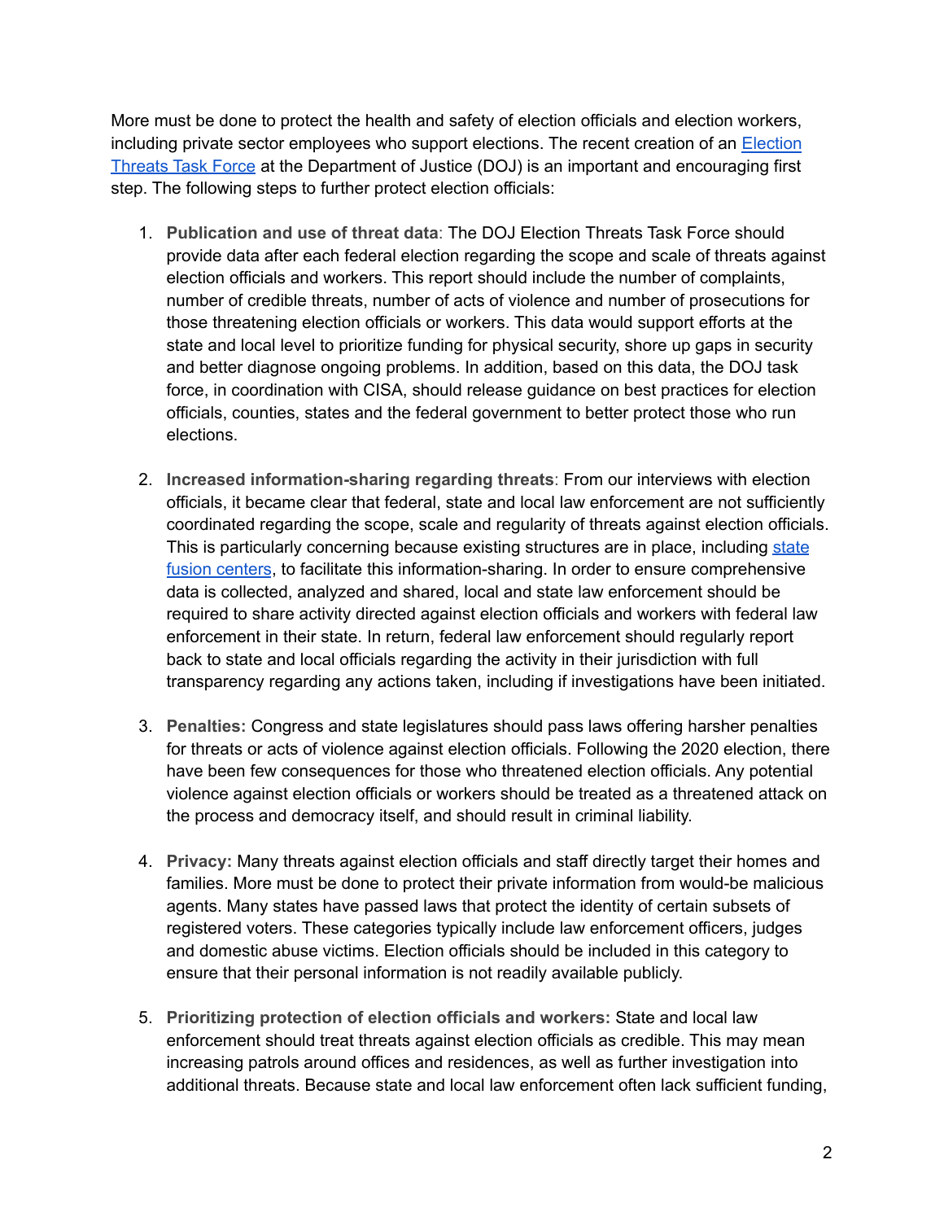More must be done to protect the health and safety of election officials and election workers, including private sector employees who support elections. The recent creation of an [Election Threats Task Force](#) at the Department of Justice (DOJ) is an important and encouraging first step. The following steps to further protect election officials:

1. **Publication and use of threat data**: The DOJ Election Threats Task Force should provide data after each federal election regarding the scope and scale of threats against election officials and workers. This report should include the number of complaints, number of credible threats, number of acts of violence and number of prosecutions for those threatening election officials or workers. This data would support efforts at the state and local level to prioritize funding for physical security, shore up gaps in security and better diagnose ongoing problems. In addition, based on this data, the DOJ task force, in coordination with CISA, should release guidance on best practices for election officials, counties, states and the federal government to better protect those who run elections.

2. **Increased information-sharing regarding threats**: From our interviews with election officials, it became clear that federal, state and local law enforcement are not sufficiently coordinated regarding the scope, scale and regularity of threats against election officials. This is particularly concerning because existing structures are in place, including [state fusion centers](#), to facilitate this information-sharing. In order to ensure comprehensive data is collected, analyzed and shared, local and state law enforcement should be required to share activity directed against election officials and workers with federal law enforcement in their state. In return, federal law enforcement should regularly report back to state and local officials regarding the activity in their jurisdiction with full transparency regarding any actions taken, including if investigations have been initiated.

3. **Penalties:** Congress and state legislatures should pass laws offering harsher penalties for threats or acts of violence against election officials. Following the 2020 election, there have been few consequences for those who threatened election officials. Any potential violence against election officials or workers should be treated as a threatened attack on the process and democracy itself, and should result in criminal liability.

4. **Privacy:** Many threats against election officials and staff directly target their homes and families. More must be done to protect their private information from would-be malicious agents. Many states have passed laws that protect the identity of certain subsets of registered voters. These categories typically include law enforcement officers, judges and domestic abuse victims. Election officials should be included in this category to ensure that their personal information is not readily available publicly.

5. **Prioritizing protection of election officials and workers:** State and local law enforcement should treat threats against election officials as credible. This may mean increasing patrols around offices and residences, as well as further investigation into additional threats. Because state and local law enforcement often lack sufficient funding,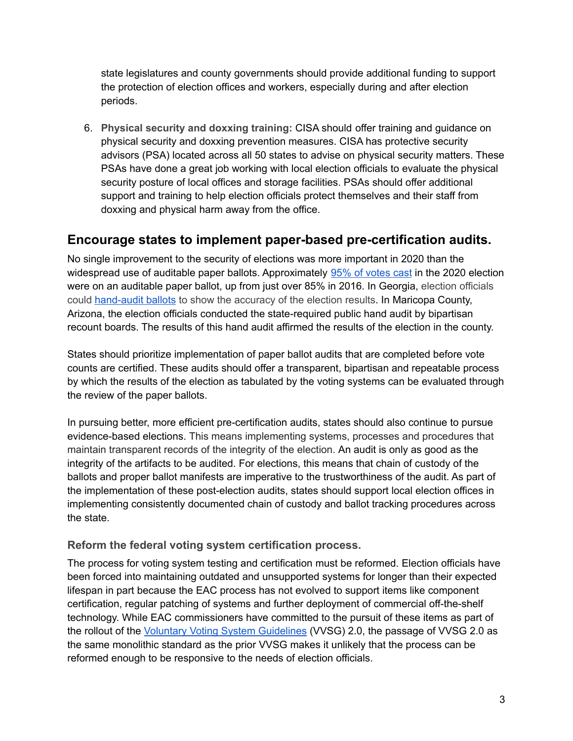state legislatures and county governments should provide additional funding to support the protection of election offices and workers, especially during and after election periods.

6. **Physical security and doxxing training:** CISA should offer training and guidance on physical security and doxxing prevention measures. CISA has protective security advisors (PSA) located across all 50 states to advise on physical security matters. These PSAs have done a great job working with local election officials to evaluate the physical security posture of local offices and storage facilities. PSAs should offer additional support and training to help election officials protect themselves and their staff from doxxing and physical harm away from the office.

## Encourage states to implement paper-based pre-certification audits.

No single improvement to the security of elections was more important in 2020 than the widespread use of auditable paper ballots. Approximately 95% of votes cast in the 2020 election were on an auditable paper ballot, up from just over 85% in 2016. In Georgia, election officials could hand-audit ballots to show the accuracy of the election results. In Maricopa County, Arizona, the election officials conducted the state-required public hand audit by bipartisan recount boards. The results of this hand audit affirmed the results of the election in the county.

States should prioritize implementation of paper ballot audits that are completed before vote counts are certified. These audits should offer a transparent, bipartisan and repeatable process by which the results of the election as tabulated by the voting systems can be evaluated through the review of the paper ballots.

In pursuing better, more efficient pre-certification audits, states should also continue to pursue evidence-based elections. This means implementing systems, processes and procedures that maintain transparent records of the integrity of the election. An audit is only as good as the integrity of the artifacts to be audited. For elections, this means that chain of custody of the ballots and proper ballot manifests are imperative to the trustworthiness of the audit. As part of the implementation of these post-election audits, states should support local election offices in implementing consistently documented chain of custody and ballot tracking procedures across the state.

### Reform the federal voting system certification process.

The process for voting system testing and certification must be reformed. Election officials have been forced into maintaining outdated and unsupported systems for longer than their expected lifespan in part because the EAC process has not evolved to support items like component certification, regular patching of systems and further deployment of commercial off-the-shelf technology. While EAC commissioners have committed to the pursuit of these items as part of the rollout of the Voluntary Voting System Guidelines (VVSG) 2.0, the passage of VVSG 2.0 as the same monolithic standard as the prior VVSG makes it unlikely that the process can be reformed enough to be responsive to the needs of election officials.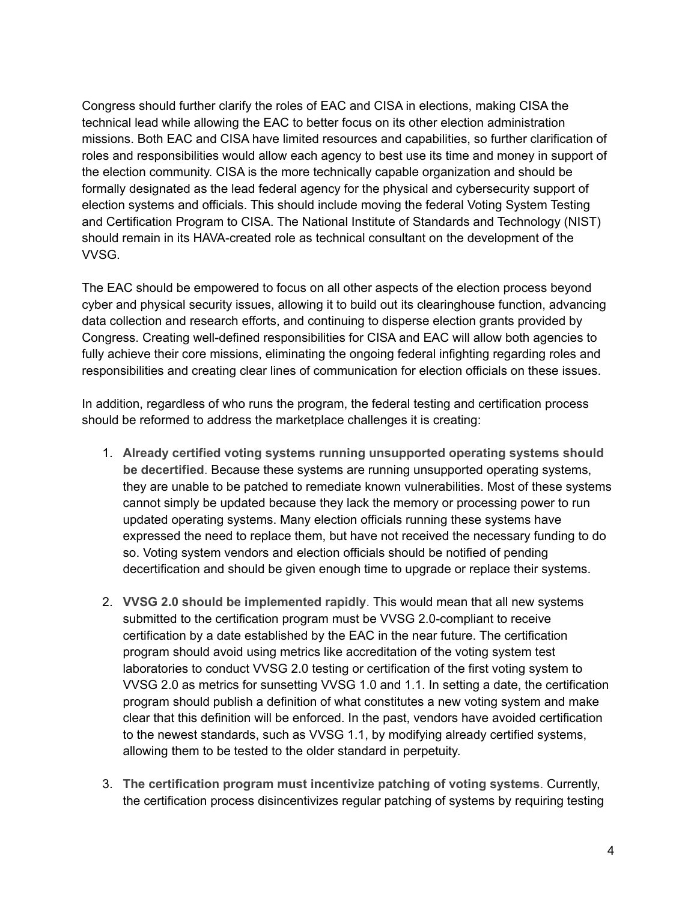Congress should further clarify the roles of EAC and CISA in elections, making CISA the technical lead while allowing the EAC to better focus on its other election administration missions. Both EAC and CISA have limited resources and capabilities, so further clarification of roles and responsibilities would allow each agency to best use its time and money in support of the election community. CISA is the more technically capable organization and should be formally designated as the lead federal agency for the physical and cybersecurity support of election systems and officials. This should include moving the federal Voting System Testing and Certification Program to CISA. The National Institute of Standards and Technology (NIST) should remain in its HAVA-created role as technical consultant on the development of the VVSG.

The EAC should be empowered to focus on all other aspects of the election process beyond cyber and physical security issues, allowing it to build out its clearinghouse function, advancing data collection and research efforts, and continuing to disperse election grants provided by Congress. Creating well-defined responsibilities for CISA and EAC will allow both agencies to fully achieve their core missions, eliminating the ongoing federal infighting regarding roles and responsibilities and creating clear lines of communication for election officials on these issues.

In addition, regardless of who runs the program, the federal testing and certification process should be reformed to address the marketplace challenges it is creating:

1. **Already certified voting systems running unsupported operating systems should be decertified**. Because these systems are running unsupported operating systems, they are unable to be patched to remediate known vulnerabilities. Most of these systems cannot simply be updated because they lack the memory or processing power to run updated operating systems. Many election officials running these systems have expressed the need to replace them, but have not received the necessary funding to do so. Voting system vendors and election officials should be notified of pending decertification and should be given enough time to upgrade or replace their systems.

2. **VVSG 2.0 should be implemented rapidly**. This would mean that all new systems submitted to the certification program must be VVSG 2.0-compliant to receive certification by a date established by the EAC in the near future. The certification program should avoid using metrics like accreditation of the voting system test laboratories to conduct VVSG 2.0 testing or certification of the first voting system to VVSG 2.0 as metrics for sunsetting VVSG 1.0 and 1.1. In setting a date, the certification program should publish a definition of what constitutes a new voting system and make clear that this definition will be enforced. In the past, vendors have avoided certification to the newest standards, such as VVSG 1.1, by modifying already certified systems, allowing them to be tested to the older standard in perpetuity.

3. **The certification program must incentivize patching of voting systems**. Currently, the certification process disincentivizes regular patching of systems by requiring testing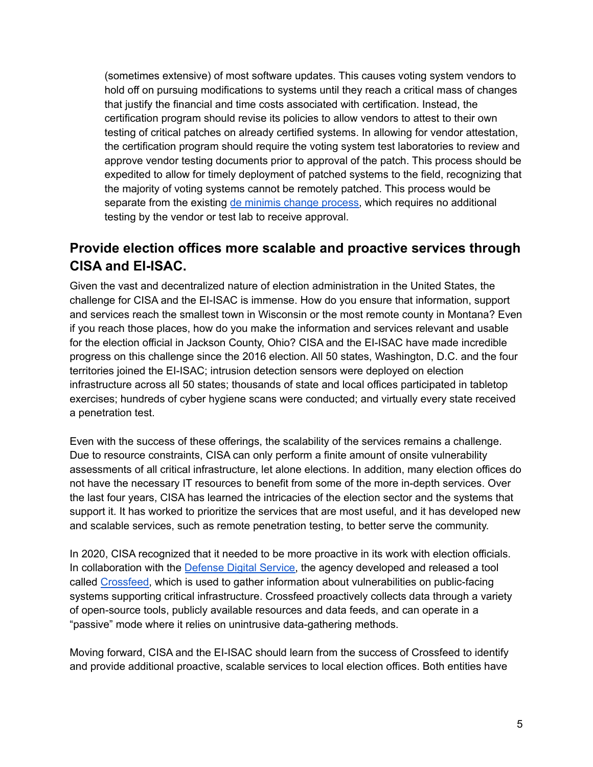(sometimes extensive) of most software updates. This causes voting system vendors to hold off on pursuing modifications to systems until they reach a critical mass of changes that justify the financial and time costs associated with certification. Instead, the certification program should revise its policies to allow vendors to attest to their own testing of critical patches on already certified systems. In allowing for vendor attestation, the certification program should require the voting system test laboratories to review and approve vendor testing documents prior to approval of the patch. This process should be expedited to allow for timely deployment of patched systems to the field, recognizing that the majority of voting systems cannot be remotely patched. This process would be separate from the existing de minimis change process, which requires no additional testing by the vendor or test lab to receive approval.

## Provide election offices more scalable and proactive services through CISA and EI-ISAC.

Given the vast and decentralized nature of election administration in the United States, the challenge for CISA and the EI-ISAC is immense. How do you ensure that information, support and services reach the smallest town in Wisconsin or the most remote county in Montana? Even if you reach those places, how do you make the information and services relevant and usable for the election official in Jackson County, Ohio? CISA and the EI-ISAC have made incredible progress on this challenge since the 2016 election. All 50 states, Washington, D.C. and the four territories joined the EI-ISAC; intrusion detection sensors were deployed on election infrastructure across all 50 states; thousands of state and local offices participated in tabletop exercises; hundreds of cyber hygiene scans were conducted; and virtually every state received a penetration test.

Even with the success of these offerings, the scalability of the services remains a challenge. Due to resource constraints, CISA can only perform a finite amount of onsite vulnerability assessments of all critical infrastructure, let alone elections. In addition, many election offices do not have the necessary IT resources to benefit from some of the more in-depth services. Over the last four years, CISA has learned the intricacies of the election sector and the systems that support it. It has worked to prioritize the services that are most useful, and it has developed new and scalable services, such as remote penetration testing, to better serve the community.

In 2020, CISA recognized that it needed to be more proactive in its work with election officials. In collaboration with the Defense Digital Service, the agency developed and released a tool called Crossfeed, which is used to gather information about vulnerabilities on public-facing systems supporting critical infrastructure. Crossfeed proactively collects data through a variety of open-source tools, publicly available resources and data feeds, and can operate in a "passive" mode where it relies on unintrusive data-gathering methods.

Moving forward, CISA and the EI-ISAC should learn from the success of Crossfeed to identify and provide additional proactive, scalable services to local election offices. Both entities have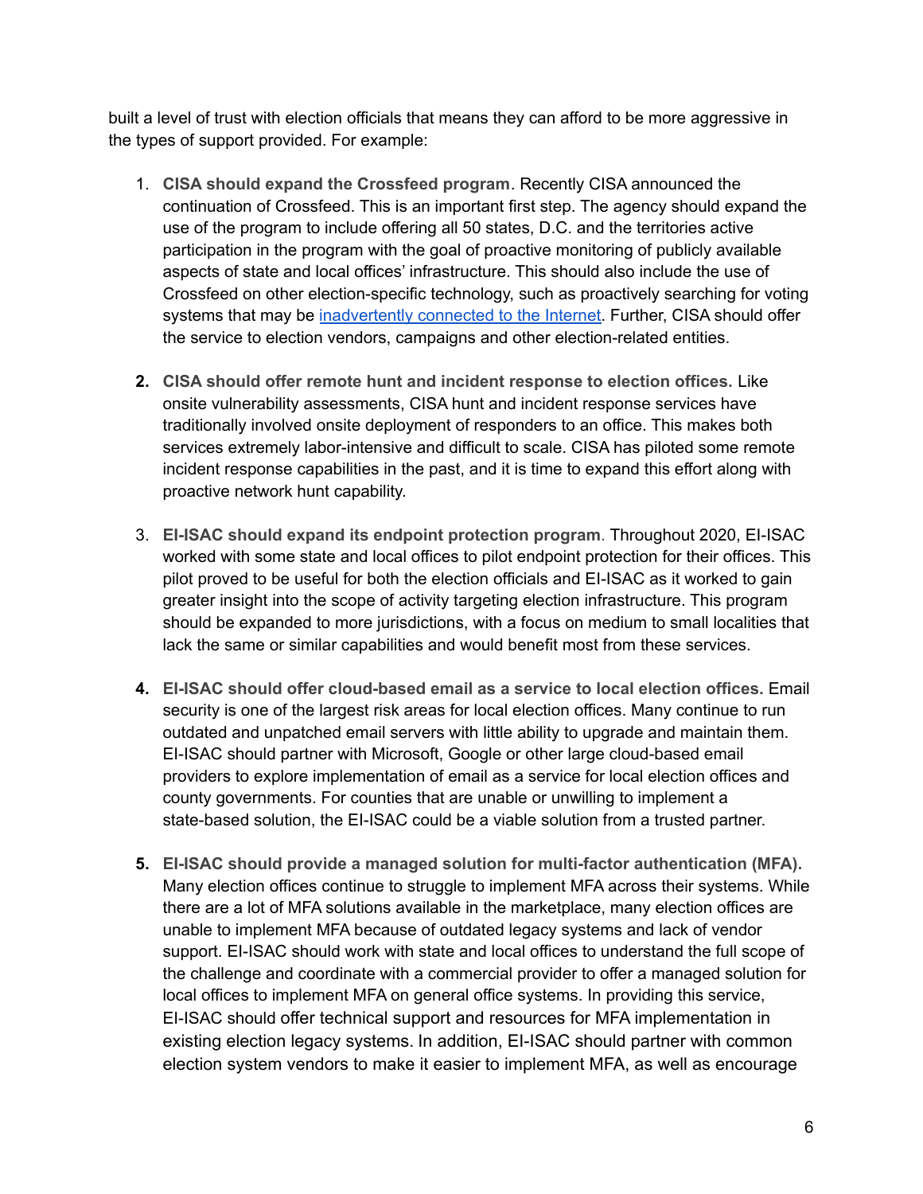built a level of trust with election officials that means they can afford to be more aggressive in the types of support provided. For example:

1. **CISA should expand the Crossfeed program**. Recently CISA announced the continuation of Crossfeed. This is an important first step. The agency should expand the use of the program to include offering all 50 states, D.C. and the territories active participation in the program with the goal of proactive monitoring of publicly available aspects of state and local offices' infrastructure. This should also include the use of Crossfeed on other election-specific technology, such as proactively searching for voting systems that may be inadvertently connected to the Internet. Further, CISA should offer the service to election vendors, campaigns and other election-related entities.

2. **CISA should offer remote hunt and incident response to election offices.** Like onsite vulnerability assessments, CISA hunt and incident response services have traditionally involved onsite deployment of responders to an office. This makes both services extremely labor-intensive and difficult to scale. CISA has piloted some remote incident response capabilities in the past, and it is time to expand this effort along with proactive network hunt capability.

3. **EI-ISAC should expand its endpoint protection program**. Throughout 2020, EI-ISAC worked with some state and local offices to pilot endpoint protection for their offices. This pilot proved to be useful for both the election officials and EI-ISAC as it worked to gain greater insight into the scope of activity targeting election infrastructure. This program should be expanded to more jurisdictions, with a focus on medium to small localities that lack the same or similar capabilities and would benefit most from these services.

4. **EI-ISAC should offer cloud-based email as a service to local election offices.** Email security is one of the largest risk areas for local election offices. Many continue to run outdated and unpatched email servers with little ability to upgrade and maintain them. EI-ISAC should partner with Microsoft, Google or other large cloud-based email providers to explore implementation of email as a service for local election offices and county governments. For counties that are unable or unwilling to implement a state-based solution, the EI-ISAC could be a viable solution from a trusted partner.

5. **EI-ISAC should provide a managed solution for multi-factor authentication (MFA).** Many election offices continue to struggle to implement MFA across their systems. While there are a lot of MFA solutions available in the marketplace, many election offices are unable to implement MFA because of outdated legacy systems and lack of vendor support. EI-ISAC should work with state and local offices to understand the full scope of the challenge and coordinate with a commercial provider to offer a managed solution for local offices to implement MFA on general office systems. In providing this service, EI-ISAC should offer technical support and resources for MFA implementation in existing election legacy systems. In addition, EI-ISAC should partner with common election system vendors to make it easier to implement MFA, as well as encourage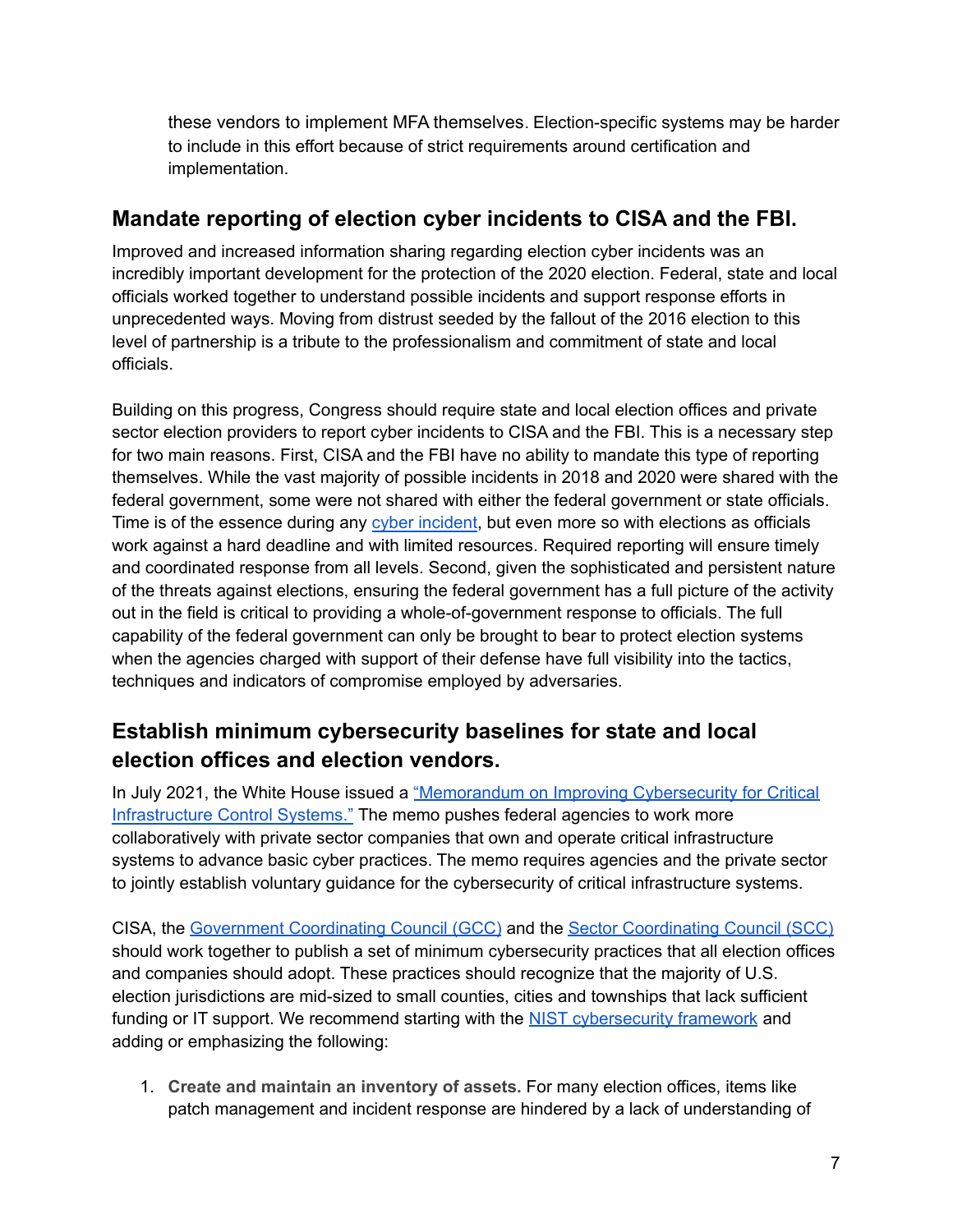these vendors to implement MFA themselves. Election-specific systems may be harder to include in this effort because of strict requirements around certification and implementation.

## Mandate reporting of election cyber incidents to CISA and the FBI.

Improved and increased information sharing regarding election cyber incidents was an incredibly important development for the protection of the 2020 election. Federal, state and local officials worked together to understand possible incidents and support response efforts in unprecedented ways. Moving from distrust seeded by the fallout of the 2016 election to this level of partnership is a tribute to the professionalism and commitment of state and local officials.

Building on this progress, Congress should require state and local election offices and private sector election providers to report cyber incidents to CISA and the FBI. This is a necessary step for two main reasons. First, CISA and the FBI have no ability to mandate this type of reporting themselves. While the vast majority of possible incidents in 2018 and 2020 were shared with the federal government, some were not shared with either the federal government or state officials. Time is of the essence during any cyber incident, but even more so with elections as officials work against a hard deadline and with limited resources. Required reporting will ensure timely and coordinated response from all levels. Second, given the sophisticated and persistent nature of the threats against elections, ensuring the federal government has a full picture of the activity out in the field is critical to providing a whole-of-government response to officials. The full capability of the federal government can only be brought to bear to protect election systems when the agencies charged with support of their defense have full visibility into the tactics, techniques and indicators of compromise employed by adversaries.

## Establish minimum cybersecurity baselines for state and local election offices and election vendors.

In July 2021, the White House issued a "Memorandum on Improving Cybersecurity for Critical Infrastructure Control Systems." The memo pushes federal agencies to work more collaboratively with private sector companies that own and operate critical infrastructure systems to advance basic cyber practices. The memo requires agencies and the private sector to jointly establish voluntary guidance for the cybersecurity of critical infrastructure systems.

CISA, the Government Coordinating Council (GCC) and the Sector Coordinating Council (SCC) should work together to publish a set of minimum cybersecurity practices that all election offices and companies should adopt. These practices should recognize that the majority of U.S. election jurisdictions are mid-sized to small counties, cities and townships that lack sufficient funding or IT support. We recommend starting with the NIST cybersecurity framework and adding or emphasizing the following:

1. **Create and maintain an inventory of assets.** For many election offices, items like patch management and incident response are hindered by a lack of understanding of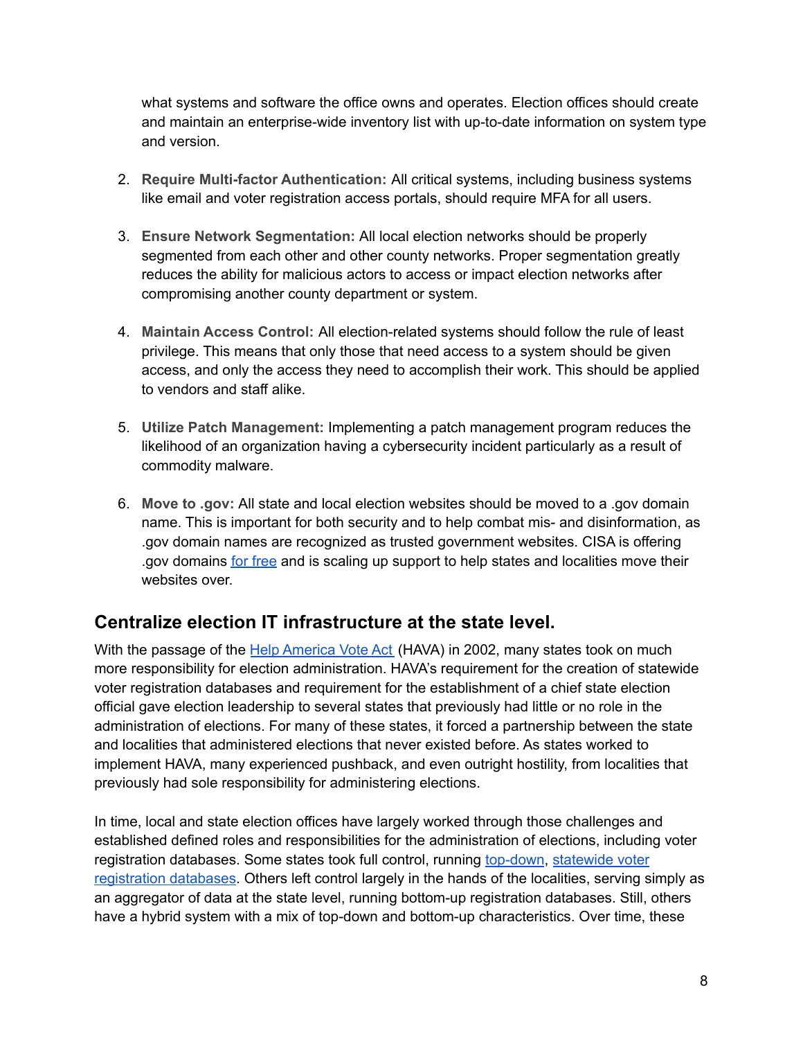what systems and software the office owns and operates. Election offices should create and maintain an enterprise-wide inventory list with up-to-date information on system type and version.

2. **Require Multi-factor Authentication:** All critical systems, including business systems like email and voter registration access portals, should require MFA for all users.

3. **Ensure Network Segmentation:** All local election networks should be properly segmented from each other and other county networks. Proper segmentation greatly reduces the ability for malicious actors to access or impact election networks after compromising another county department or system.

4. **Maintain Access Control:** All election-related systems should follow the rule of least privilege. This means that only those that need access to a system should be given access, and only the access they need to accomplish their work. This should be applied to vendors and staff alike.

5. **Utilize Patch Management:** Implementing a patch management program reduces the likelihood of an organization having a cybersecurity incident particularly as a result of commodity malware.

6. **Move to .gov:** All state and local election websites should be moved to a .gov domain name. This is important for both security and to help combat mis- and disinformation, as .gov domain names are recognized as trusted government websites. CISA is offering .gov domains for free and is scaling up support to help states and localities move their websites over.

## Centralize election IT infrastructure at the state level.

With the passage of the Help America Vote Act (HAVA) in 2002, many states took on much more responsibility for election administration. HAVA's requirement for the creation of statewide voter registration databases and requirement for the establishment of a chief state election official gave election leadership to several states that previously had little or no role in the administration of elections. For many of these states, it forced a partnership between the state and localities that administered elections that never existed before. As states worked to implement HAVA, many experienced pushback, and even outright hostility, from localities that previously had sole responsibility for administering elections.

In time, local and state election offices have largely worked through those challenges and established defined roles and responsibilities for the administration of elections, including voter registration databases. Some states took full control, running top-down, statewide voter registration databases. Others left control largely in the hands of the localities, serving simply as an aggregator of data at the state level, running bottom-up registration databases. Still, others have a hybrid system with a mix of top-down and bottom-up characteristics. Over time, these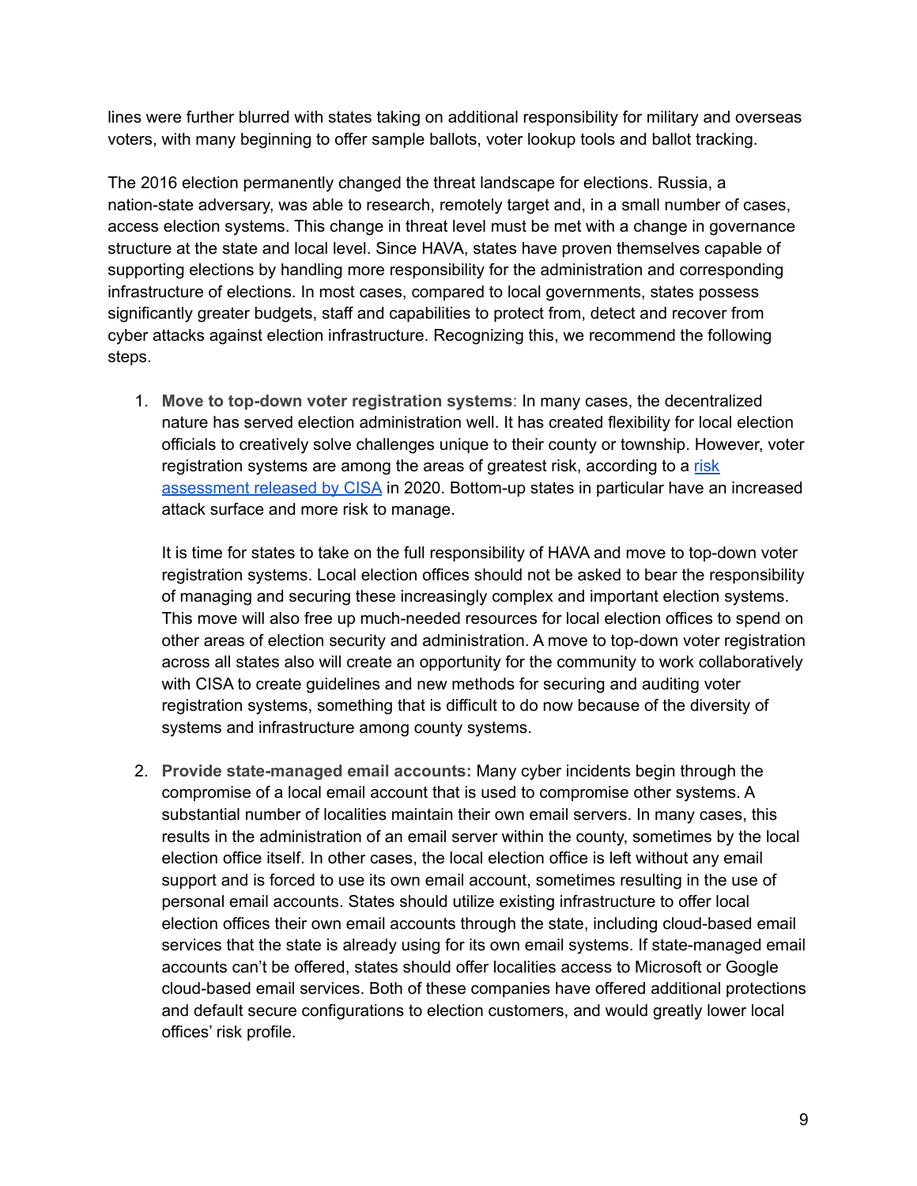lines were further blurred with states taking on additional responsibility for military and overseas voters, with many beginning to offer sample ballots, voter lookup tools and ballot tracking.

The 2016 election permanently changed the threat landscape for elections. Russia, a nation-state adversary, was able to research, remotely target and, in a small number of cases, access election systems. This change in threat level must be met with a change in governance structure at the state and local level. Since HAVA, states have proven themselves capable of supporting elections by handling more responsibility for the administration and corresponding infrastructure of elections. In most cases, compared to local governments, states possess significantly greater budgets, staff and capabilities to protect from, detect and recover from cyber attacks against election infrastructure. Recognizing this, we recommend the following steps.

1. **Move to top-down voter registration systems**: In many cases, the decentralized nature has served election administration well. It has created flexibility for local election officials to creatively solve challenges unique to their county or township. However, voter registration systems are among the areas of greatest risk, according to a [risk assessment released by CISA](#) in 2020. Bottom-up states in particular have an increased attack surface and more risk to manage.

   It is time for states to take on the full responsibility of HAVA and move to top-down voter registration systems. Local election offices should not be asked to bear the responsibility of managing and securing these increasingly complex and important election systems. This move will also free up much-needed resources for local election offices to spend on other areas of election security and administration. A move to top-down voter registration across all states also will create an opportunity for the community to work collaboratively with CISA to create guidelines and new methods for securing and auditing voter registration systems, something that is difficult to do now because of the diversity of systems and infrastructure among county systems.

2. **Provide state-managed email accounts:** Many cyber incidents begin through the compromise of a local email account that is used to compromise other systems. A substantial number of localities maintain their own email servers. In many cases, this results in the administration of an email server within the county, sometimes by the local election office itself. In other cases, the local election office is left without any email support and is forced to use its own email account, sometimes resulting in the use of personal email accounts. States should utilize existing infrastructure to offer local election offices their own email accounts through the state, including cloud-based email services that the state is already using for its own email systems. If state-managed email accounts can't be offered, states should offer localities access to Microsoft or Google cloud-based email services. Both of these companies have offered additional protections and default secure configurations to election customers, and would greatly lower local offices' risk profile.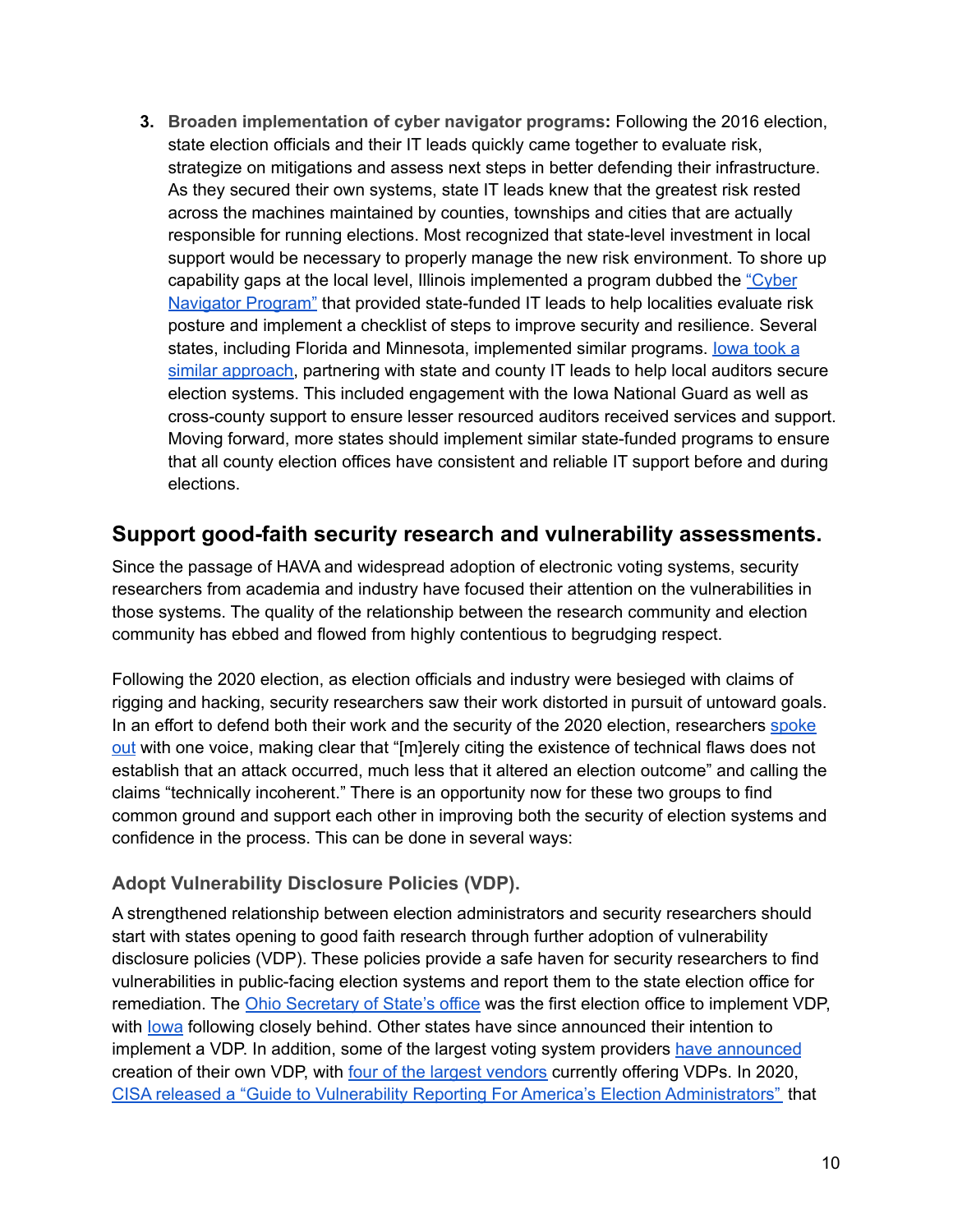3. **Broaden implementation of cyber navigator programs:** Following the 2016 election, state election officials and their IT leads quickly came together to evaluate risk, strategize on mitigations and assess next steps in better defending their infrastructure. As they secured their own systems, state IT leads knew that the greatest risk rested across the machines maintained by counties, townships and cities that are actually responsible for running elections. Most recognized that state-level investment in local support would be necessary to properly manage the new risk environment. To shore up capability gaps at the local level, Illinois implemented a program dubbed the "Cyber Navigator Program" that provided state-funded IT leads to help localities evaluate risk posture and implement a checklist of steps to improve security and resilience. Several states, including Florida and Minnesota, implemented similar programs. Iowa took a similar approach, partnering with state and county IT leads to help local auditors secure election systems. This included engagement with the Iowa National Guard as well as cross-county support to ensure lesser resourced auditors received services and support. Moving forward, more states should implement similar state-funded programs to ensure that all county election offices have consistent and reliable IT support before and during elections.

## Support good-faith security research and vulnerability assessments.

Since the passage of HAVA and widespread adoption of electronic voting systems, security researchers from academia and industry have focused their attention on the vulnerabilities in those systems. The quality of the relationship between the research community and election community has ebbed and flowed from highly contentious to begrudging respect.

Following the 2020 election, as election officials and industry were besieged with claims of rigging and hacking, security researchers saw their work distorted in pursuit of untoward goals. In an effort to defend both their work and the security of the 2020 election, researchers spoke out with one voice, making clear that "[m]erely citing the existence of technical flaws does not establish that an attack occurred, much less that it altered an election outcome" and calling the claims "technically incoherent." There is an opportunity now for these two groups to find common ground and support each other in improving both the security of election systems and confidence in the process. This can be done in several ways:

### Adopt Vulnerability Disclosure Policies (VDP).

A strengthened relationship between election administrators and security researchers should start with states opening to good faith research through further adoption of vulnerability disclosure policies (VDP). These policies provide a safe haven for security researchers to find vulnerabilities in public-facing election systems and report them to the state election office for remediation. The Ohio Secretary of State's office was the first election office to implement VDP, with Iowa following closely behind. Other states have since announced their intention to implement a VDP. In addition, some of the largest voting system providers have announced creation of their own VDP, with four of the largest vendors currently offering VDPs. In 2020, CISA released a "Guide to Vulnerability Reporting For America's Election Administrators" that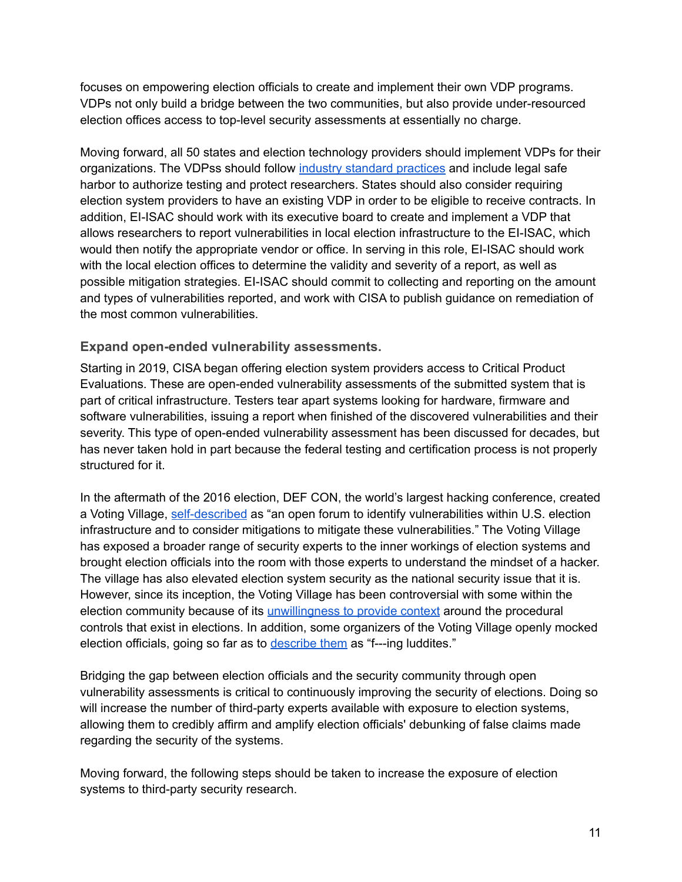focuses on empowering election officials to create and implement their own VDP programs. VDPs not only build a bridge between the two communities, but also provide under-resourced election offices access to top-level security assessments at essentially no charge.

Moving forward, all 50 states and election technology providers should implement VDPs for their organizations. The VDPss should follow industry standard practices and include legal safe harbor to authorize testing and protect researchers. States should also consider requiring election system providers to have an existing VDP in order to be eligible to receive contracts. In addition, EI-ISAC should work with its executive board to create and implement a VDP that allows researchers to report vulnerabilities in local election infrastructure to the EI-ISAC, which would then notify the appropriate vendor or office. In serving in this role, EI-ISAC should work with the local election offices to determine the validity and severity of a report, as well as possible mitigation strategies. EI-ISAC should commit to collecting and reporting on the amount and types of vulnerabilities reported, and work with CISA to publish guidance on remediation of the most common vulnerabilities.

### Expand open-ended vulnerability assessments.

Starting in 2019, CISA began offering election system providers access to Critical Product Evaluations. These are open-ended vulnerability assessments of the submitted system that is part of critical infrastructure. Testers tear apart systems looking for hardware, firmware and software vulnerabilities, issuing a report when finished of the discovered vulnerabilities and their severity. This type of open-ended vulnerability assessment has been discussed for decades, but has never taken hold in part because the federal testing and certification process is not properly structured for it.

In the aftermath of the 2016 election, DEF CON, the world's largest hacking conference, created a Voting Village, self-described as "an open forum to identify vulnerabilities within U.S. election infrastructure and to consider mitigations to mitigate these vulnerabilities." The Voting Village has exposed a broader range of security experts to the inner workings of election systems and brought election officials into the room with those experts to understand the mindset of a hacker. The village has also elevated election system security as the national security issue that it is. However, since its inception, the Voting Village has been controversial with some within the election community because of its unwillingness to provide context around the procedural controls that exist in elections. In addition, some organizers of the Voting Village openly mocked election officials, going so far as to describe them as "f---ing luddites."

Bridging the gap between election officials and the security community through open vulnerability assessments is critical to continuously improving the security of elections. Doing so will increase the number of third-party experts available with exposure to election systems, allowing them to credibly affirm and amplify election officials' debunking of false claims made regarding the security of the systems.

Moving forward, the following steps should be taken to increase the exposure of election systems to third-party security research.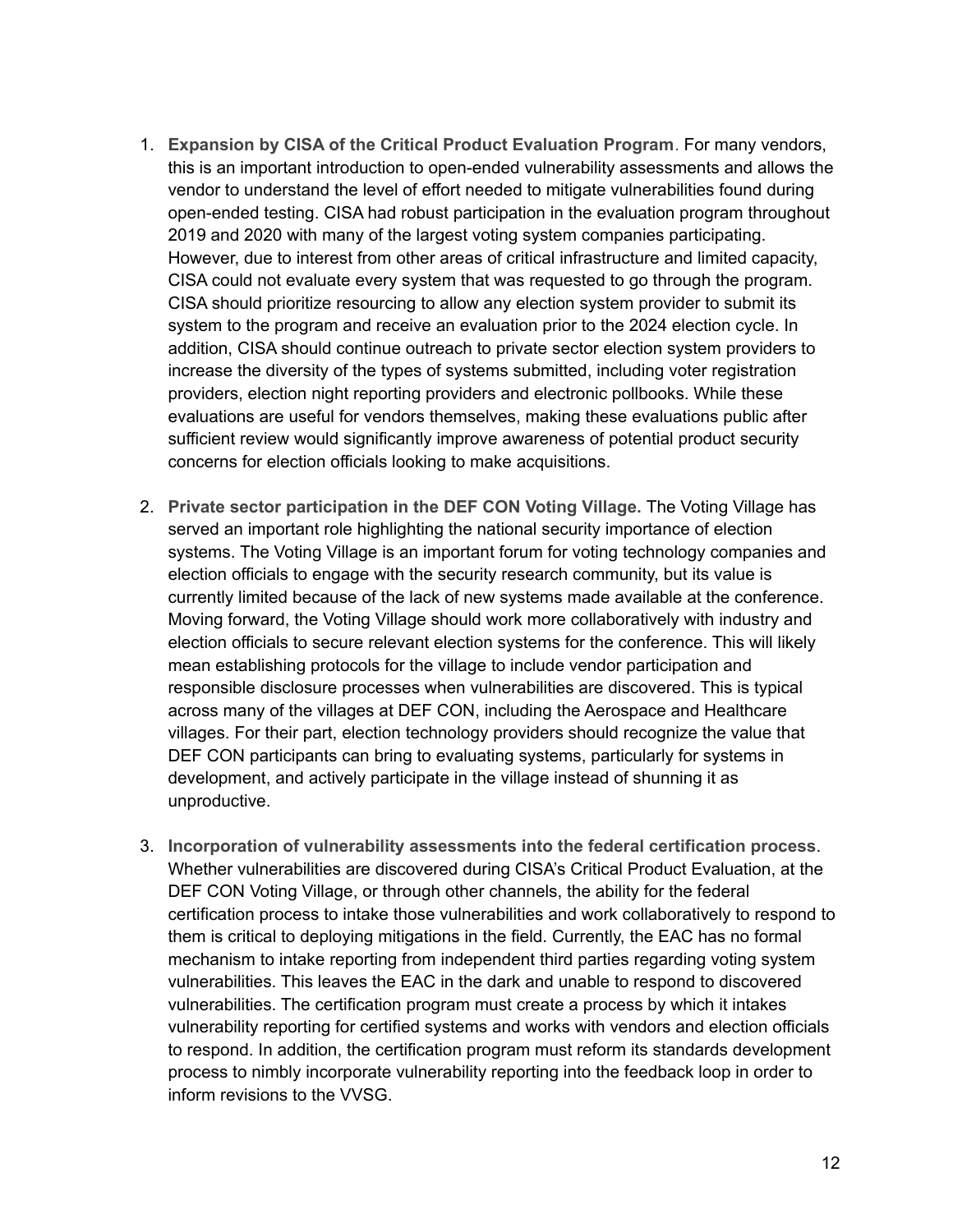1. **Expansion by CISA of the Critical Product Evaluation Program**. For many vendors, this is an important introduction to open-ended vulnerability assessments and allows the vendor to understand the level of effort needed to mitigate vulnerabilities found during open-ended testing. CISA had robust participation in the evaluation program throughout 2019 and 2020 with many of the largest voting system companies participating. However, due to interest from other areas of critical infrastructure and limited capacity, CISA could not evaluate every system that was requested to go through the program. CISA should prioritize resourcing to allow any election system provider to submit its system to the program and receive an evaluation prior to the 2024 election cycle. In addition, CISA should continue outreach to private sector election system providers to increase the diversity of the types of systems submitted, including voter registration providers, election night reporting providers and electronic pollbooks. While these evaluations are useful for vendors themselves, making these evaluations public after sufficient review would significantly improve awareness of potential product security concerns for election officials looking to make acquisitions.

2. **Private sector participation in the DEF CON Voting Village.** The Voting Village has served an important role highlighting the national security importance of election systems. The Voting Village is an important forum for voting technology companies and election officials to engage with the security research community, but its value is currently limited because of the lack of new systems made available at the conference. Moving forward, the Voting Village should work more collaboratively with industry and election officials to secure relevant election systems for the conference. This will likely mean establishing protocols for the village to include vendor participation and responsible disclosure processes when vulnerabilities are discovered. This is typical across many of the villages at DEF CON, including the Aerospace and Healthcare villages. For their part, election technology providers should recognize the value that DEF CON participants can bring to evaluating systems, particularly for systems in development, and actively participate in the village instead of shunning it as unproductive.

3. **Incorporation of vulnerability assessments into the federal certification process**. Whether vulnerabilities are discovered during CISA's Critical Product Evaluation, at the DEF CON Voting Village, or through other channels, the ability for the federal certification process to intake those vulnerabilities and work collaboratively to respond to them is critical to deploying mitigations in the field. Currently, the EAC has no formal mechanism to intake reporting from independent third parties regarding voting system vulnerabilities. This leaves the EAC in the dark and unable to respond to discovered vulnerabilities. The certification program must create a process by which it intakes vulnerability reporting for certified systems and works with vendors and election officials to respond. In addition, the certification program must reform its standards development process to nimbly incorporate vulnerability reporting into the feedback loop in order to inform revisions to the VVSG.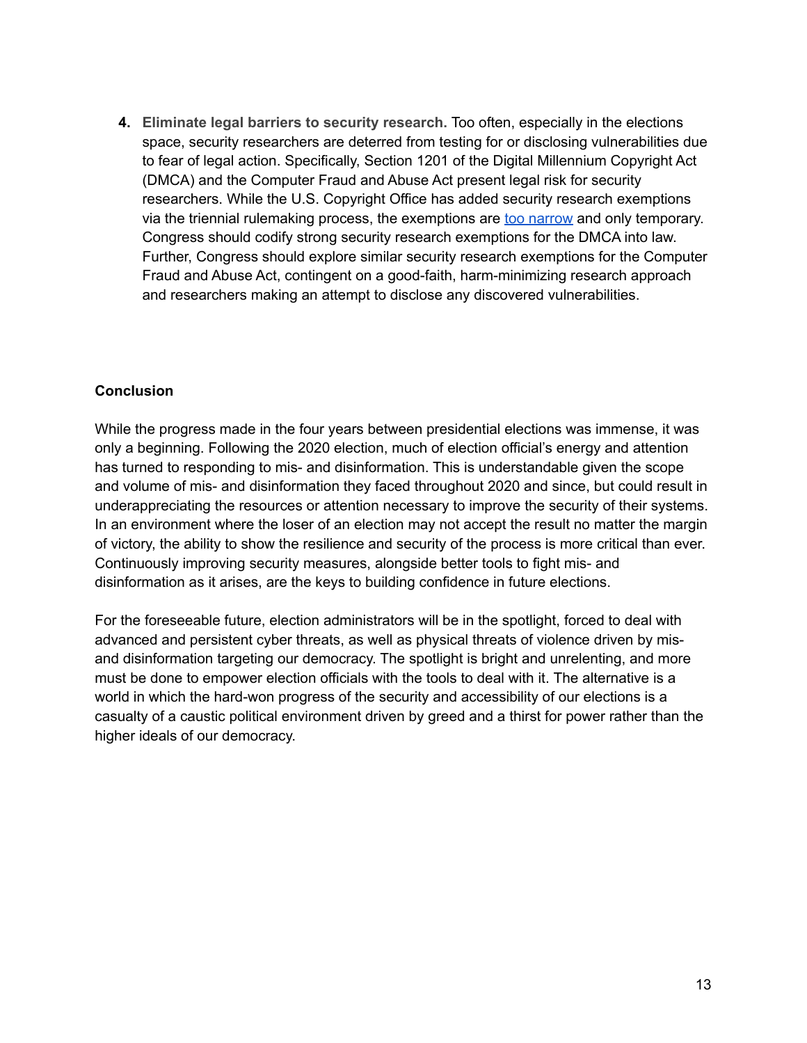4. **Eliminate legal barriers to security research.** Too often, especially in the elections space, security researchers are deterred from testing for or disclosing vulnerabilities due to fear of legal action. Specifically, Section 1201 of the Digital Millennium Copyright Act (DMCA) and the Computer Fraud and Abuse Act present legal risk for security researchers. While the U.S. Copyright Office has added security research exemptions via the triennial rulemaking process, the exemptions are too narrow and only temporary. Congress should codify strong security research exemptions for the DMCA into law. Further, Congress should explore similar security research exemptions for the Computer Fraud and Abuse Act, contingent on a good-faith, harm-minimizing research approach and researchers making an attempt to disclose any discovered vulnerabilities.

**Conclusion**

While the progress made in the four years between presidential elections was immense, it was only a beginning. Following the 2020 election, much of election official's energy and attention has turned to responding to mis- and disinformation. This is understandable given the scope and volume of mis- and disinformation they faced throughout 2020 and since, but could result in underappreciating the resources or attention necessary to improve the security of their systems. In an environment where the loser of an election may not accept the result no matter the margin of victory, the ability to show the resilience and security of the process is more critical than ever. Continuously improving security measures, alongside better tools to fight mis- and disinformation as it arises, are the keys to building confidence in future elections.

For the foreseeable future, election administrators will be in the spotlight, forced to deal with advanced and persistent cyber threats, as well as physical threats of violence driven by mis- and disinformation targeting our democracy. The spotlight is bright and unrelenting, and more must be done to empower election officials with the tools to deal with it. The alternative is a world in which the hard-won progress of the security and accessibility of our elections is a casualty of a caustic political environment driven by greed and a thirst for power rather than the higher ideals of our democracy.